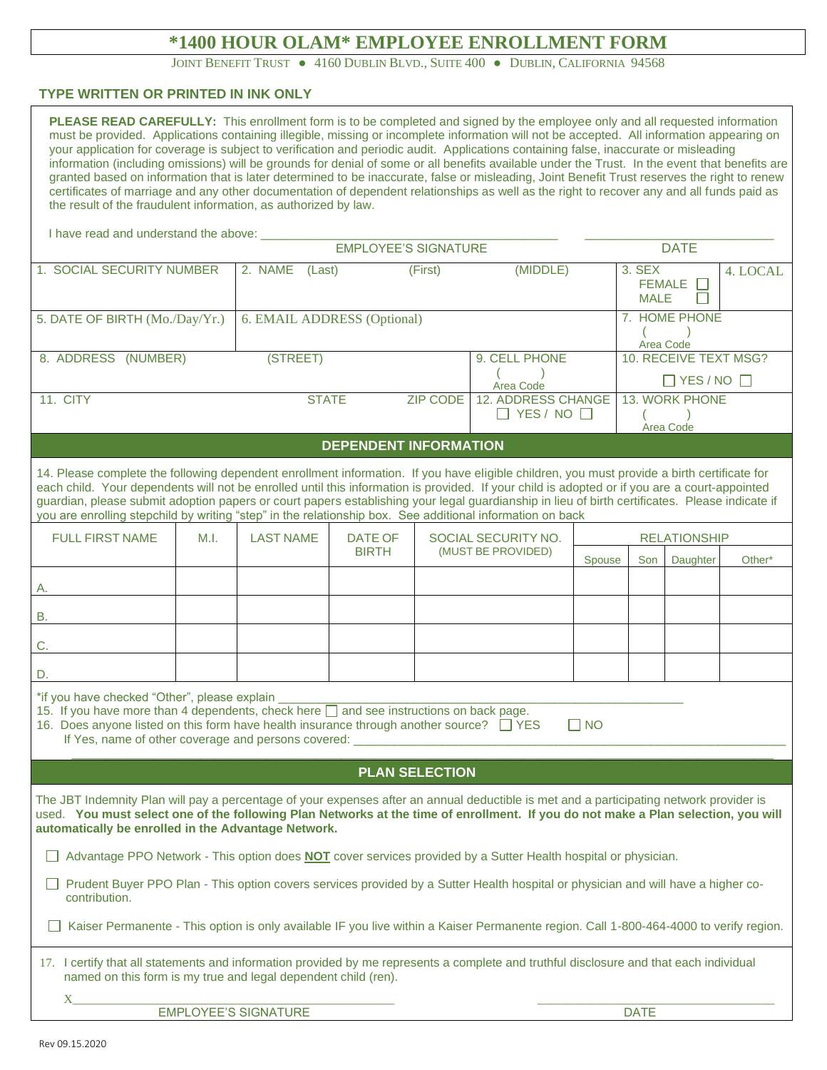# *1400 HOUR OLAM* EMPLOYEE ENROLLMENT FORM

JOINT BENEFIT TRUST ● 4160 DUBLIN BLVD., SUITE 400 ● DUBLIN, CALIFORNIA 94568

**TYPE WRITTEN OR PRINTED IN INK ONLY**

**PLEASE READ CAREFULLY:** This enrollment form is to be completed and signed by the employee only and all requested information must be provided. Applications containing illegible, missing or incomplete information will not be accepted. All information appearing on your application for coverage is subject to verification and periodic audit. Applications containing false, inaccurate or misleading information (including omissions) will be grounds for denial of some or all benefits available under the Trust. In the event that benefits are granted based on information that is later determined to be inaccurate, false or misleading, Joint Benefit Trust reserves the right to renew certificates of marriage and any other documentation of dependent relationships as well as the right to recover any and all funds paid as the result of the fraudulent information, as authorized by law.

I have read and understand the above: ______________________________ ______________________

EMPLOYEE'S SIGNATURE DATE

| 1. SOCIAL SECURITY NUMBER | 2. NAME (Last) (First) (MIDDLE) | | 3. SEX FEMALE ☐ MALE ☐ | 4. LOCAL |
|---|---|---|---|---|
| 5. DATE OF BIRTH (Mo./Day/Yr.) | 6. EMAIL ADDRESS (Optional) | | 7. HOME PHONE ( ) Area Code | |
| 8. ADDRESS (NUMBER) (STREET) | | 9. CELL PHONE ( ) Area Code | 10. RECEIVE TEXT MSG? ☐ YES / NO ☐ | |
| 11. CITY STATE ZIP CODE | | 12. ADDRESS CHANGE ☐ YES / NO ☐ | 13. WORK PHONE ( ) Area Code | |

## DEPENDENT INFORMATION

14. Please complete the following dependent enrollment information. If you have eligible children, you must provide a birth certificate for each child. Your dependents will not be enrolled until this information is provided. If your child is adopted or if you are a court-appointed guardian, please submit adoption papers or court papers establishing your legal guardianship in lieu of birth certificates. Please indicate if you are enrolling stepchild by writing "step" in the relationship box. See additional information on back

| FULL FIRST NAME | M.I. | LAST NAME | DATE OF BIRTH | SOCIAL SECURITY NO. (MUST BE PROVIDED) | RELATIONSHIP | | | |
|---|---|---|---|---|---|---|---|---|
| | | | | | Spouse | Son | Daughter | Other* |
| A. | | | | | | | | |
| B. | | | | | | | | |
| C. | | | | | | | | |
| D. | | | | | | | | |

*if you have checked "Other", please explain ______________________________

15. If you have more than 4 dependents, check here ☐ and see instructions on back page.
16. Does anyone listed on this form have health insurance through another source? ☐ YES ☐ NO
    If Yes, name of other coverage and persons covered: ______________________________

## PLAN SELECTION

The JBT Indemnity Plan will pay a percentage of your expenses after an annual deductible is met and a participating network provider is used. **You must select one of the following Plan Networks at the time of enrollment. If you do not make a Plan selection, you will automatically be enrolled in the Advantage Network.**

☐ Advantage PPO Network - This option does **NOT** cover services provided by a Sutter Health hospital or physician.

☐ Prudent Buyer PPO Plan - This option covers services provided by a Sutter Health hospital or physician and will have a higher co-contribution.

☐ Kaiser Permanente - This option is only available IF you live within a Kaiser Permanente region. Call 1-800-464-4000 to verify region.

17. I certify that all statements and information provided by me represents a complete and truthful disclosure and that each individual named on this form is my true and legal dependent child (ren).

X______________________________ ______________________

EMPLOYEE'S SIGNATURE DATE

Rev 09.15.2020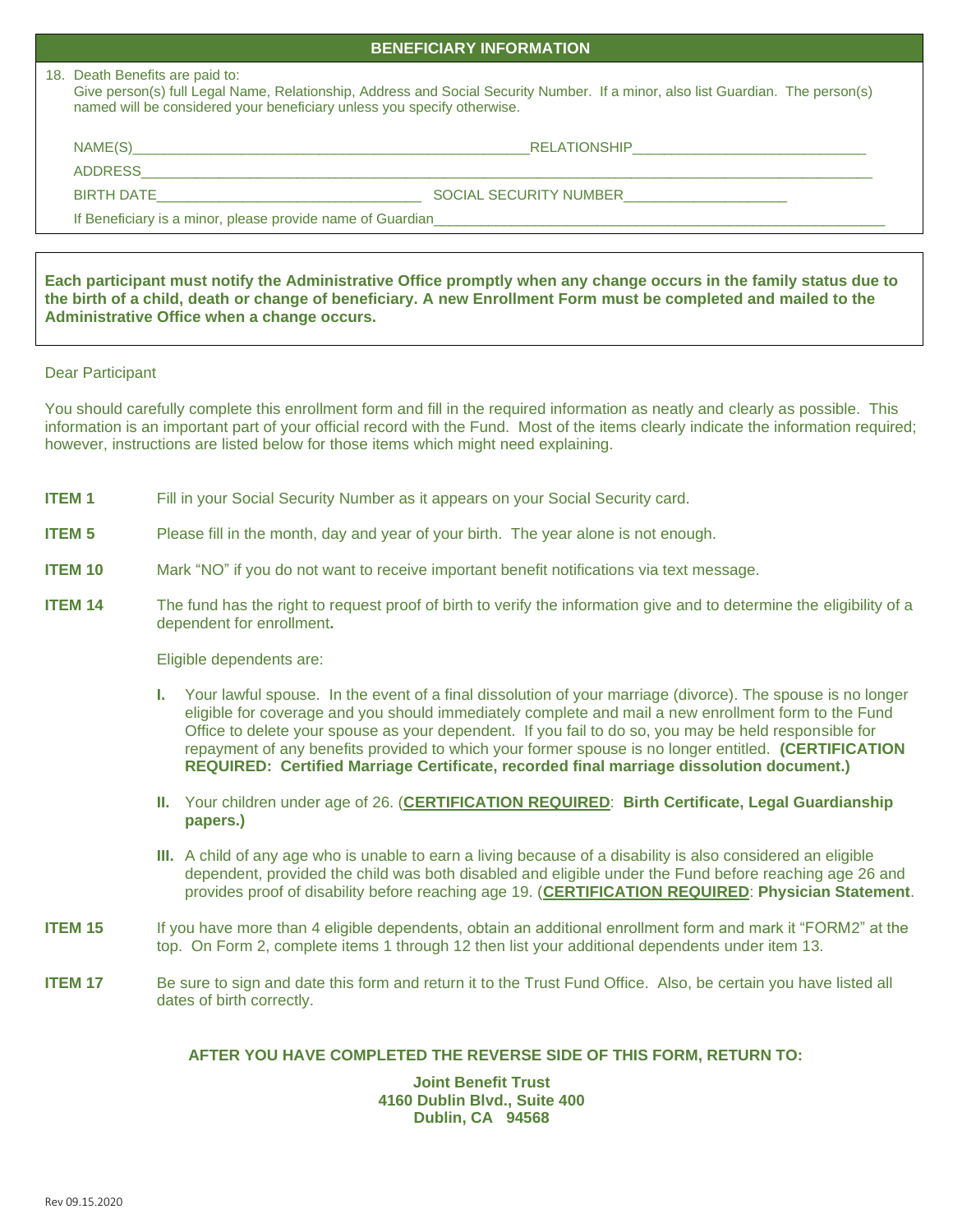## BENEFICIARY INFORMATION

18. Death Benefits are paid to:
    Give person(s) full Legal Name, Relationship, Address and Social Security Number. If a minor, also list Guardian. The person(s) named will be considered your beneficiary unless you specify otherwise.

    NAME(S)\_\_\_\_\_\_\_\_\_\_\_\_\_\_\_\_\_\_\_\_\_\_\_\_\_\_\_\_\_\_\_\_\_\_\_\_ RELATIONSHIP\_\_\_\_\_\_\_\_\_\_\_\_\_\_\_\_\_\_\_\_\_\_

    ADDRESS\_\_\_\_\_\_\_\_\_\_\_\_\_\_\_\_\_\_\_\_\_\_\_\_\_\_\_\_\_\_\_\_\_\_\_\_\_\_\_\_\_\_\_\_\_\_\_\_\_\_\_\_\_\_\_\_\_\_\_\_\_\_\_\_\_\_\_\_\_\_

    BIRTH DATE\_\_\_\_\_\_\_\_\_\_\_\_\_\_\_\_\_\_\_\_\_\_\_\_\_\_ SOCIAL SECURITY NUMBER\_\_\_\_\_\_\_\_\_\_\_\_\_\_\_\_

    If Beneficiary is a minor, please provide name of Guardian\_\_\_\_\_\_\_\_\_\_\_\_\_\_\_\_\_\_\_\_\_\_\_\_\_\_\_\_\_\_\_\_\_\_\_\_\_\_\_\_\_\_

**Each participant must notify the Administrative Office promptly when any change occurs in the family status due to the birth of a child, death or change of beneficiary. A new Enrollment Form must be completed and mailed to the Administrative Office when a change occurs.**

Dear Participant

You should carefully complete this enrollment form and fill in the required information as neatly and clearly as possible. This information is an important part of your official record with the Fund. Most of the items clearly indicate the information required; however, instructions are listed below for those items which might need explaining.

**ITEM 1** Fill in your Social Security Number as it appears on your Social Security card.

**ITEM 5** Please fill in the month, day and year of your birth. The year alone is not enough.

**ITEM 10** Mark "NO" if you do not want to receive important benefit notifications via text message.

**ITEM 14** The fund has the right to request proof of birth to verify the information give and to determine the eligibility of a dependent for enrollment**.**

Eligible dependents are:

- **I.** Your lawful spouse. In the event of a final dissolution of your marriage (divorce). The spouse is no longer eligible for coverage and you should immediately complete and mail a new enrollment form to the Fund Office to delete your spouse as your dependent. If you fail to do so, you may be held responsible for repayment of any benefits provided to which your former spouse is no longer entitled. **(CERTIFICATION REQUIRED: Certified Marriage Certificate, recorded final marriage dissolution document.)**
- **II.** Your children under age of 26. (**<u>CERTIFICATION REQUIRED</u>**: **Birth Certificate, Legal Guardianship papers.)**
- **III.** A child of any age who is unable to earn a living because of a disability is also considered an eligible dependent, provided the child was both disabled and eligible under the Fund before reaching age 26 and provides proof of disability before reaching age 19. (**<u>CERTIFICATION REQUIRED</u>**: **Physician Statement**.

**ITEM 15** If you have more than 4 eligible dependents, obtain an additional enrollment form and mark it "FORM2" at the top. On Form 2, complete items 1 through 12 then list your additional dependents under item 13.

**ITEM 17** Be sure to sign and date this form and return it to the Trust Fund Office. Also, be certain you have listed all dates of birth correctly.

**AFTER YOU HAVE COMPLETED THE REVERSE SIDE OF THIS FORM, RETURN TO:**

**Joint Benefit Trust**
**4160 Dublin Blvd., Suite 400**
**Dublin, CA 94568**

Rev 09.15.2020